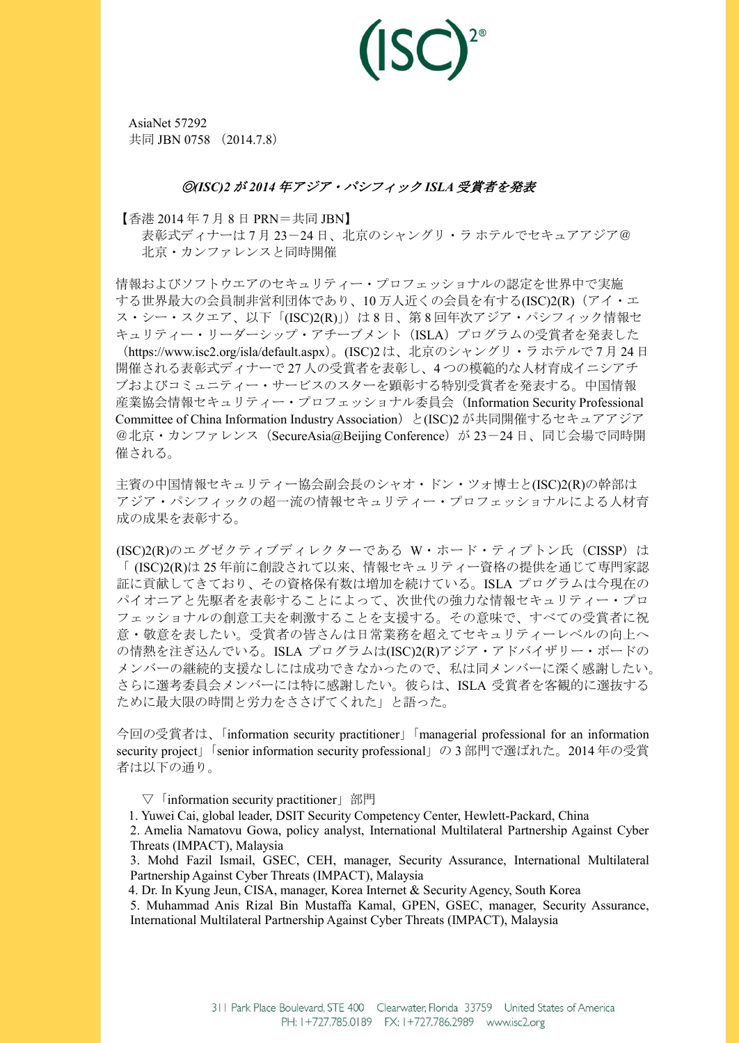AsiaNet 57292
共同 JBN 0758 （2014.7.8）

### *◎(ISC)2 が 2014 年アジア・パシフィック ISLA 受賞者を発表*

【香港 2014 年 7 月 8 日 PRN＝共同 JBN】
表彰式ディナーは 7 月 23－24 日、北京のシャングリ・ラ ホテルでセキュアアジア＠北京・カンファレンスと同時開催

情報およびソフトウエアのセキュリティー・プロフェッショナルの認定を世界中で実施する世界最大の会員制非営利団体であり、10 万人近くの会員を有する(ISC)2(R)（アイ・エス・シー・スクエア、以下「(ISC)2(R)」）は 8 日、第 8 回年次アジア・パシフィック情報セキュリティー・リーダーシップ・アチーブメント（ISLA）プログラムの受賞者を発表した（https://www.isc2.org/isla/default.aspx）。(ISC)2 は、北京のシャングリ・ラ ホテルで 7 月 24 日開催される表彰式ディナーで 27 人の受賞者を表彰し、4 つの模範的な人材育成イニシアチブおよびコミュニティー・サービスのスターを顕彰する特別受賞者を発表する。中国情報産業協会情報セキュリティー・プロフェッショナル委員会（Information Security Professional Committee of China Information Industry Association）と(ISC)2 が共同開催するセキュアアジア＠北京・カンファレンス（SecureAsia@Beijing Conference）が 23－24 日、同じ会場で同時開催される。

主賓の中国情報セキュリティー協会副会長のシャオ・ドン・ツォ博士と(ISC)2(R)の幹部はアジア・パシフィックの超一流の情報セキュリティー・プロフェッショナルによる人材育成の成果を表彰する。

(ISC)2(R)のエグゼクティブディレクターである W・ホード・ティプトン氏（CISSP）は「 (ISC)2(R)は 25 年前に創設されて以来、情報セキュリティー資格の提供を通じて専門家認証に貢献してきており、その資格保有数は増加を続けている。ISLA プログラムは今現在のパイオニアと先駆者を表彰することによって、次世代の強力な情報セキュリティー・プロフェッショナルの創意工夫を刺激することを支援する。その意味で、すべての受賞者に祝意・敬意を表したい。受賞者の皆さんは日常業務を超えてセキュリティーレベルの向上への情熱を注ぎ込んでいる。ISLA プログラムは(ISC)2(R)アジア・アドバイザリー・ボードのメンバーの継続的支援なしには成功できなかったので、私は同メンバーに深く感謝したい。さらに選考委員会メンバーには特に感謝したい。彼らは、ISLA 受賞者を客観的に選抜するために最大限の時間と労力をささげてくれた」と語った。

今回の受賞者は、「information security practitioner」「managerial professional for an information security project」「senior information security professional」の 3 部門で選ばれた。2014 年の受賞者は以下の通り。

▽「information security practitioner」部門

1. Yuwei Cai, global leader, DSIT Security Competency Center, Hewlett-Packard, China
2. Amelia Namatovu Gowa, policy analyst, International Multilateral Partnership Against Cyber Threats (IMPACT), Malaysia
3. Mohd Fazil Ismail, GSEC, CEH, manager, Security Assurance, International Multilateral Partnership Against Cyber Threats (IMPACT), Malaysia
4. Dr. In Kyung Jeun, CISA, manager, Korea Internet & Security Agency, South Korea
5. Muhammad Anis Rizal Bin Mustaffa Kamal, GPEN, GSEC, manager, Security Assurance, International Multilateral Partnership Against Cyber Threats (IMPACT), Malaysia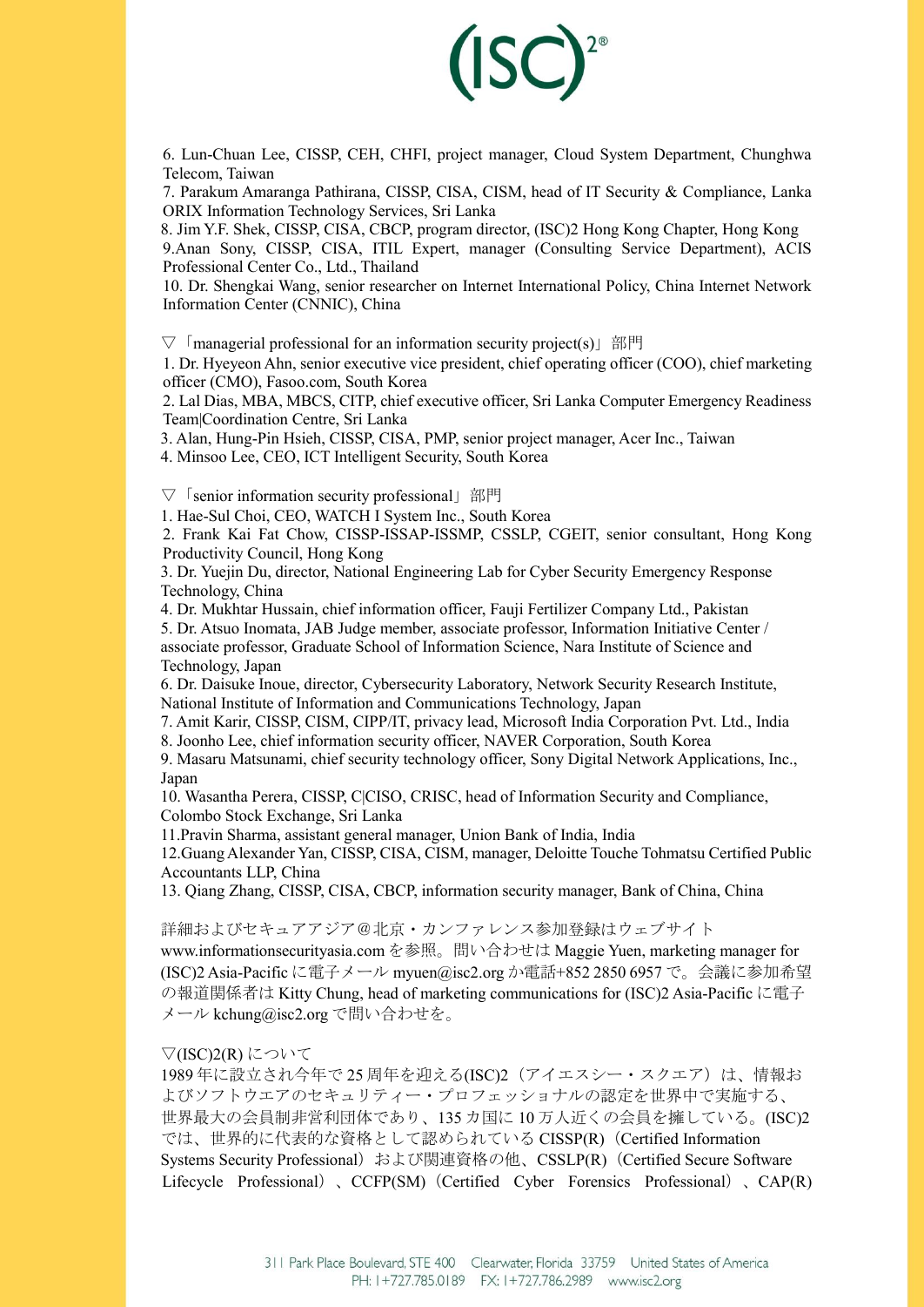6. Lun-Chuan Lee, CISSP, CEH, CHFI, project manager, Cloud System Department, Chunghwa Telecom, Taiwan
7. Parakum Amaranga Pathirana, CISSP, CISA, CISM, head of IT Security & Compliance, Lanka ORIX Information Technology Services, Sri Lanka
8. Jim Y.F. Shek, CISSP, CISA, CBCP, program director, (ISC)2 Hong Kong Chapter, Hong Kong
9.Anan Sony, CISSP, CISA, ITIL Expert, manager (Consulting Service Department), ACIS Professional Center Co., Ltd., Thailand
10. Dr. Shengkai Wang, senior researcher on Internet International Policy, China Internet Network Information Center (CNNIC), China

▽「managerial professional for an information security project(s)」部門

1. Dr. Hyeyeon Ahn, senior executive vice president, chief operating officer (COO), chief marketing officer (CMO), Fasoo.com, South Korea
2. Lal Dias, MBA, MBCS, CITP, chief executive officer, Sri Lanka Computer Emergency Readiness Team|Coordination Centre, Sri Lanka
3. Alan, Hung-Pin Hsieh, CISSP, CISA, PMP, senior project manager, Acer Inc., Taiwan
4. Minsoo Lee, CEO, ICT Intelligent Security, South Korea

▽「senior information security professional」部門

1. Hae-Sul Choi, CEO, WATCH I System Inc., South Korea
2. Frank Kai Fat Chow, CISSP-ISSAP-ISSMP, CSSLP, CGEIT, senior consultant, Hong Kong Productivity Council, Hong Kong
3. Dr. Yuejin Du, director, National Engineering Lab for Cyber Security Emergency Response Technology, China
4. Dr. Mukhtar Hussain, chief information officer, Fauji Fertilizer Company Ltd., Pakistan
5. Dr. Atsuo Inomata, JAB Judge member, associate professor, Information Initiative Center / associate professor, Graduate School of Information Science, Nara Institute of Science and Technology, Japan
6. Dr. Daisuke Inoue, director, Cybersecurity Laboratory, Network Security Research Institute, National Institute of Information and Communications Technology, Japan
7. Amit Karir, CISSP, CISM, CIPP/IT, privacy lead, Microsoft India Corporation Pvt. Ltd., India
8. Joonho Lee, chief information security officer, NAVER Corporation, South Korea
9. Masaru Matsunami, chief security technology officer, Sony Digital Network Applications, Inc., Japan
10. Wasantha Perera, CISSP, C|CISO, CRISC, head of Information Security and Compliance, Colombo Stock Exchange, Sri Lanka
11.Pravin Sharma, assistant general manager, Union Bank of India, India
12.Guang Alexander Yan, CISSP, CISA, CISM, manager, Deloitte Touche Tohmatsu Certified Public Accountants LLP, China
13. Qiang Zhang, CISSP, CISA, CBCP, information security manager, Bank of China, China

詳細およびセキュアアジア＠北京・カンファレンス参加登録はウェブサイト www.informationsecurityasia.com を参照。問い合わせは Maggie Yuen, marketing manager for (ISC)2 Asia-Pacific に電子メール myuen@isc2.org か電話+852 2850 6957 で。会議に参加希望の報道関係者は Kitty Chung, head of marketing communications for (ISC)2 Asia-Pacific に電子メール kchung@isc2.org で問い合わせを。

▽(ISC)2(R) について

1989 年に設立され今年で 25 周年を迎える(ISC)2（アイエスシー・スクエア）は、情報およびソフトウエアのセキュリティー・プロフェッショナルの認定を世界中で実施する、世界最大の会員制非営利団体であり、135 カ国に 10 万人近くの会員を擁している。(ISC)2 では、世界的に代表的な資格として認められている CISSP(R)（Certified Information Systems Security Professional）および関連資格の他、CSSLP(R)（Certified Secure Software Lifecycle Professional）、CCFP(SM)（Certified Cyber Forensics Professional）、CAP(R)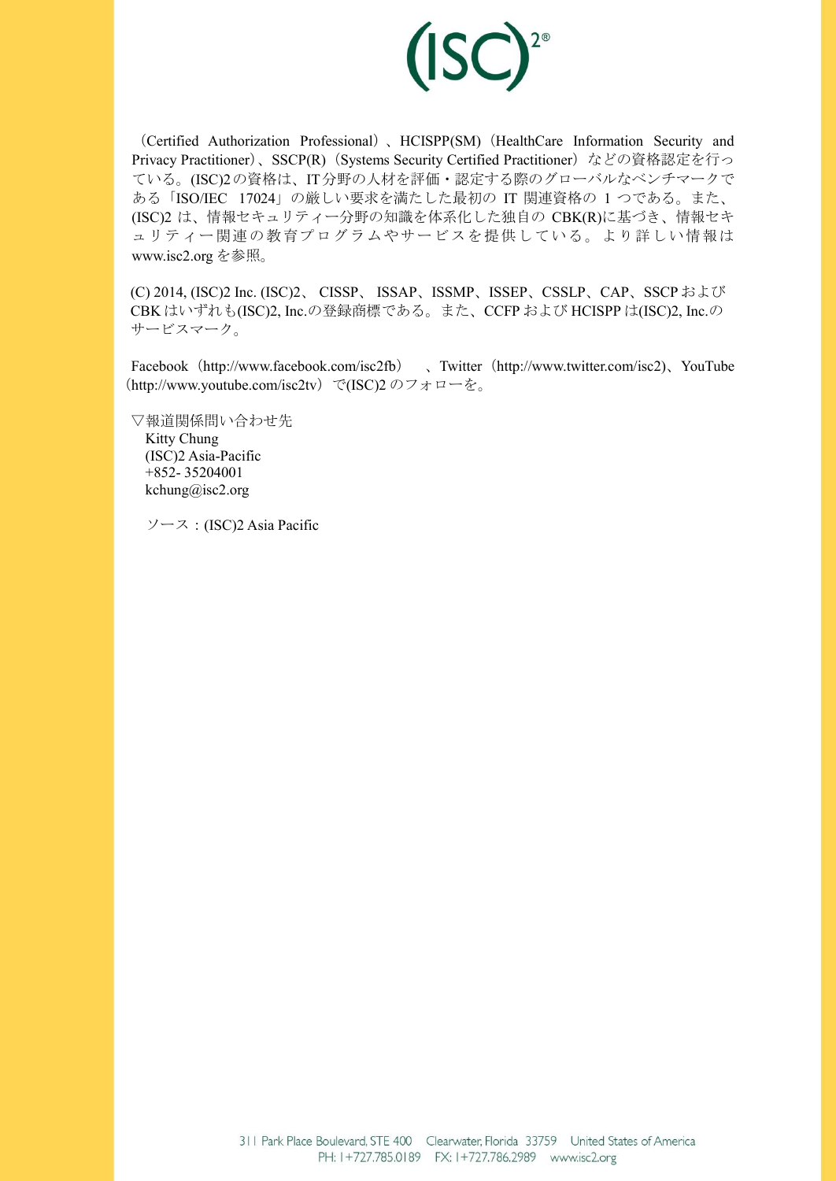（Certified Authorization Professional）、HCISPP(SM)（HealthCare Information Security and Privacy Practitioner）、SSCP(R)（Systems Security Certified Practitioner）などの資格認定を行っている。(ISC)2の資格は、IT分野の人材を評価・認定する際のグローバルなベンチマークである「ISO/IEC 17024」の厳しい要求を満たした最初の IT 関連資格の 1 つである。また、(ISC)2 は、情報セキュリティー分野の知識を体系化した独自の CBK(R)に基づき、情報セキュリティー関連の教育プログラムやサービスを提供している。より詳しい情報は www.isc2.org を参照。

(C) 2014, (ISC)2 Inc. (ISC)2、 CISSP、 ISSAP、ISSMP、ISSEP、CSSLP、CAP、SSCP および CBK はいずれも(ISC)2, Inc.の登録商標である。また、CCFP および HCISPP は(ISC)2, Inc.のサービスマーク。

Facebook（http://www.facebook.com/isc2fb）、Twitter（http://www.twitter.com/isc2)、YouTube（http://www.youtube.com/isc2tv）で(ISC)2 のフォローを。

▽報道関係問い合わせ先
Kitty Chung
(ISC)2 Asia-Pacific
+852- 35204001
kchung@isc2.org

ソース：(ISC)2 Asia Pacific